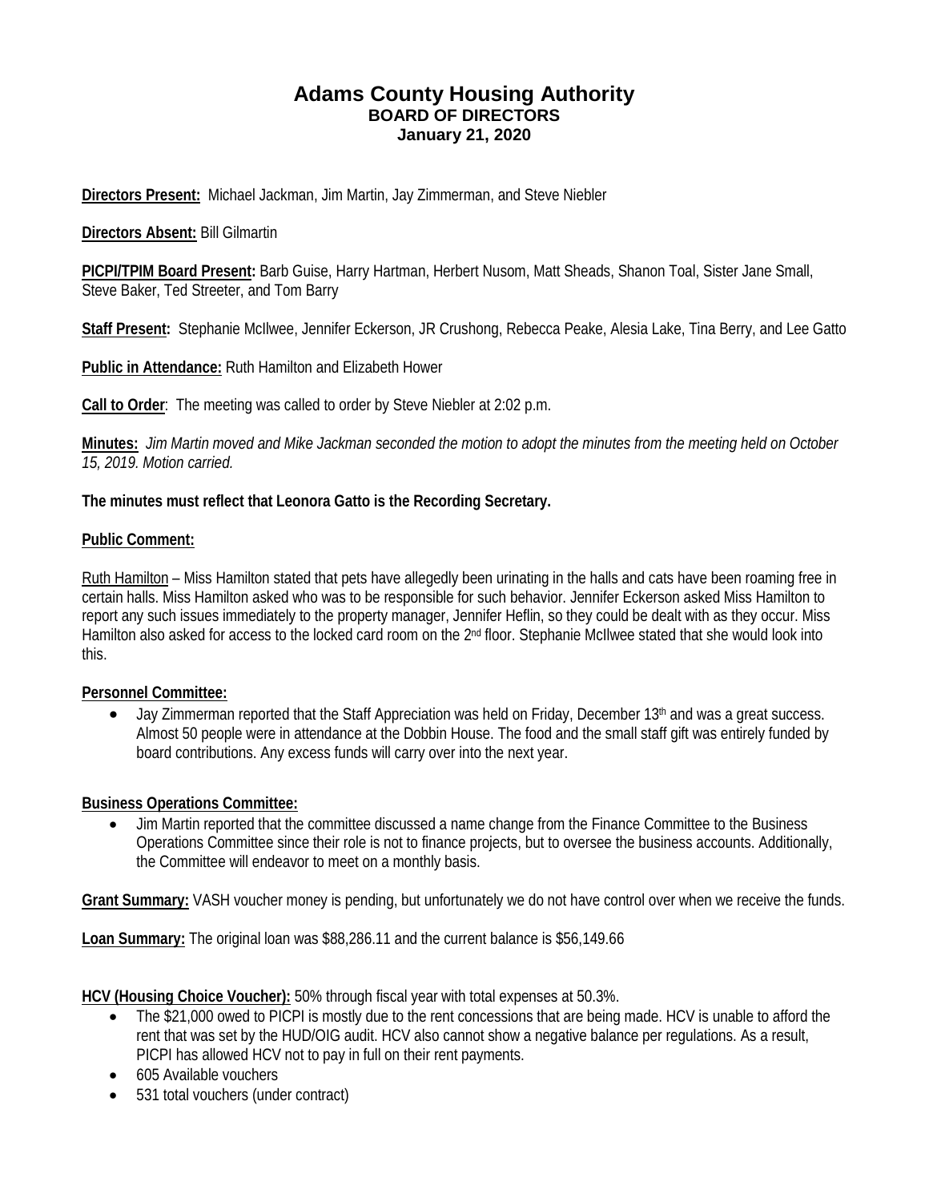# Adams County Housing Authority
## BOARD OF DIRECTORS
### January 21, 2020

**Directors Present:** Michael Jackman, Jim Martin, Jay Zimmerman, and Steve Niebler

**Directors Absent:** Bill Gilmartin

**PICPI/TPIM Board Present:** Barb Guise, Harry Hartman, Herbert Nusom, Matt Sheads, Shanon Toal, Sister Jane Small, Steve Baker, Ted Streeter, and Tom Barry

**Staff Present:** Stephanie McIlwee, Jennifer Eckerson, JR Crushong, Rebecca Peake, Alesia Lake, Tina Berry, and Lee Gatto

**Public in Attendance:** Ruth Hamilton and Elizabeth Hower

**Call to Order**: The meeting was called to order by Steve Niebler at 2:02 p.m.

**Minutes:** *Jim Martin moved and Mike Jackman seconded the motion to adopt the minutes from the meeting held on October 15, 2019. Motion carried.*

**The minutes must reflect that Leonora Gatto is the Recording Secretary.**

**Public Comment:**

Ruth Hamilton – Miss Hamilton stated that pets have allegedly been urinating in the halls and cats have been roaming free in certain halls. Miss Hamilton asked who was to be responsible for such behavior. Jennifer Eckerson asked Miss Hamilton to report any such issues immediately to the property manager, Jennifer Heflin, so they could be dealt with as they occur. Miss Hamilton also asked for access to the locked card room on the 2nd floor. Stephanie McIlwee stated that she would look into this.

**Personnel Committee:**

- Jay Zimmerman reported that the Staff Appreciation was held on Friday, December 13th and was a great success. Almost 50 people were in attendance at the Dobbin House. The food and the small staff gift was entirely funded by board contributions. Any excess funds will carry over into the next year.

**Business Operations Committee:**

- Jim Martin reported that the committee discussed a name change from the Finance Committee to the Business Operations Committee since their role is not to finance projects, but to oversee the business accounts. Additionally, the Committee will endeavor to meet on a monthly basis.

**Grant Summary:** VASH voucher money is pending, but unfortunately we do not have control over when we receive the funds.

**Loan Summary:** The original loan was $88,286.11 and the current balance is $56,149.66

**HCV (Housing Choice Voucher):** 50% through fiscal year with total expenses at 50.3%.

- The $21,000 owed to PICPI is mostly due to the rent concessions that are being made. HCV is unable to afford the rent that was set by the HUD/OIG audit. HCV also cannot show a negative balance per regulations. As a result, PICPI has allowed HCV not to pay in full on their rent payments.
- 605 Available vouchers
- 531 total vouchers (under contract)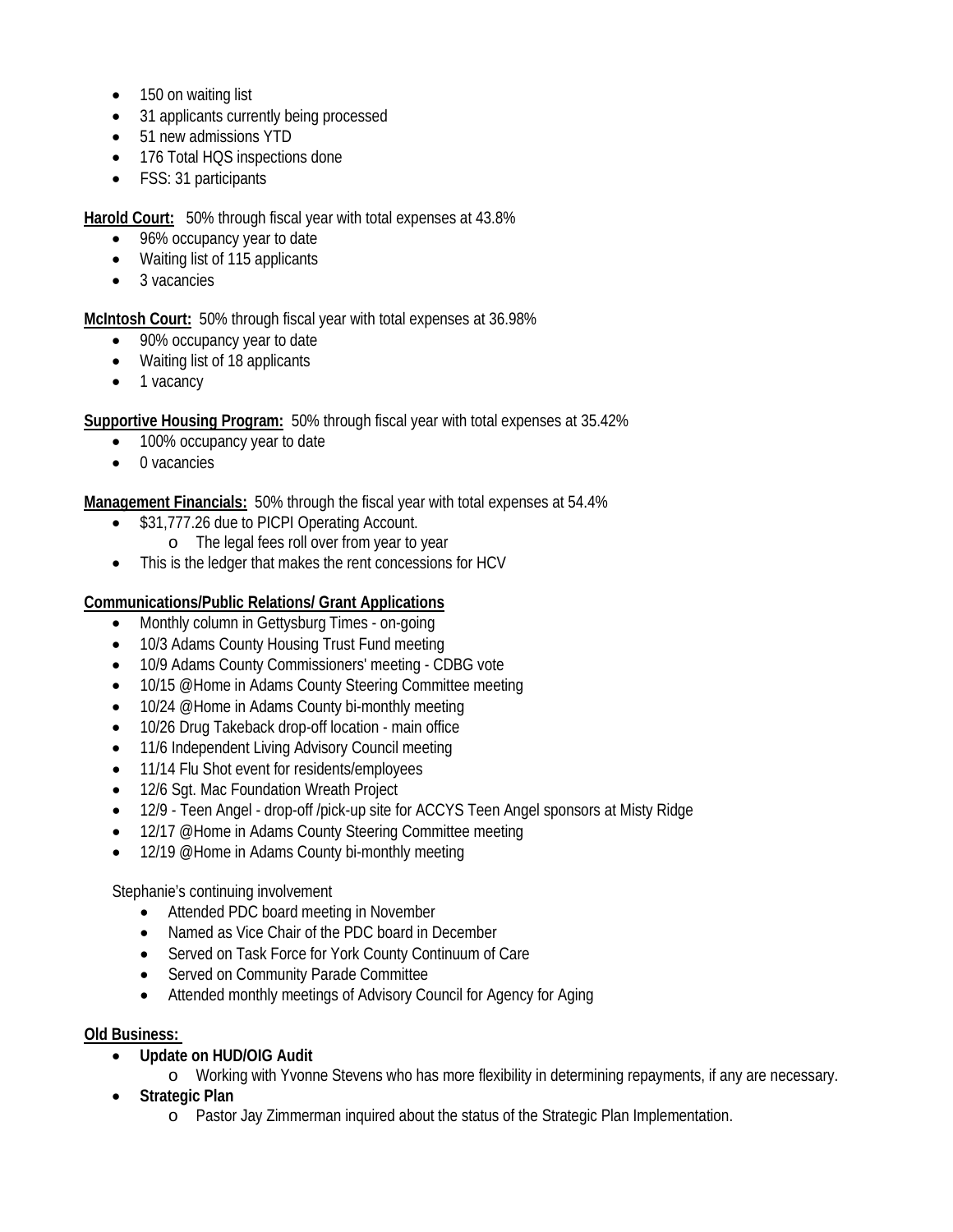- 150 on waiting list
- 31 applicants currently being processed
- 51 new admissions YTD
- 176 Total HQS inspections done
- FSS: 31 participants

**Harold Court:** 50% through fiscal year with total expenses at 43.8%

- 96% occupancy year to date
- Waiting list of 115 applicants
- 3 vacancies

**McIntosh Court:** 50% through fiscal year with total expenses at 36.98%

- 90% occupancy year to date
- Waiting list of 18 applicants
- 1 vacancy

**Supportive Housing Program:** 50% through fiscal year with total expenses at 35.42%

- 100% occupancy year to date
- 0 vacancies

**Management Financials:** 50% through the fiscal year with total expenses at 54.4%

- $31,777.26 due to PICPI Operating Account.
  - The legal fees roll over from year to year
- This is the ledger that makes the rent concessions for HCV

**Communications/Public Relations/ Grant Applications**

- Monthly column in Gettysburg Times - on-going
- 10/3 Adams County Housing Trust Fund meeting
- 10/9 Adams County Commissioners' meeting - CDBG vote
- 10/15 @Home in Adams County Steering Committee meeting
- 10/24 @Home in Adams County bi-monthly meeting
- 10/26 Drug Takeback drop-off location - main office
- 11/6 Independent Living Advisory Council meeting
- 11/14 Flu Shot event for residents/employees
- 12/6 Sgt. Mac Foundation Wreath Project
- 12/9 - Teen Angel - drop-off /pick-up site for ACCYS Teen Angel sponsors at Misty Ridge
- 12/17 @Home in Adams County Steering Committee meeting
- 12/19 @Home in Adams County bi-monthly meeting

Stephanie's continuing involvement

- Attended PDC board meeting in November
- Named as Vice Chair of the PDC board in December
- Served on Task Force for York County Continuum of Care
- Served on Community Parade Committee
- Attended monthly meetings of Advisory Council for Agency for Aging

**Old Business:**

- **Update on HUD/OIG Audit**
  - Working with Yvonne Stevens who has more flexibility in determining repayments, if any are necessary.
- **Strategic Plan**
  - Pastor Jay Zimmerman inquired about the status of the Strategic Plan Implementation.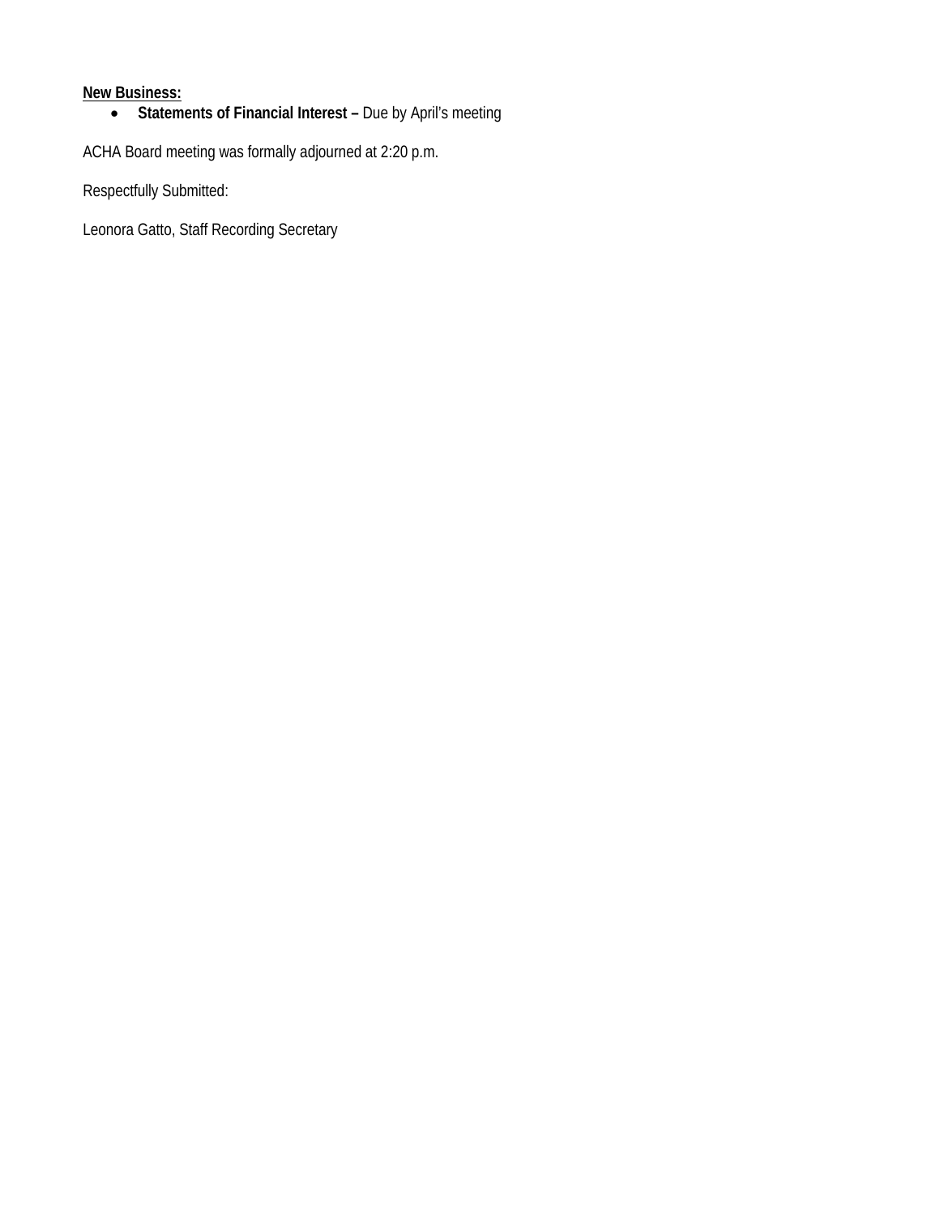**New Business:**

- **Statements of Financial Interest –** Due by April's meeting

ACHA Board meeting was formally adjourned at 2:20 p.m.

Respectfully Submitted:

Leonora Gatto, Staff Recording Secretary